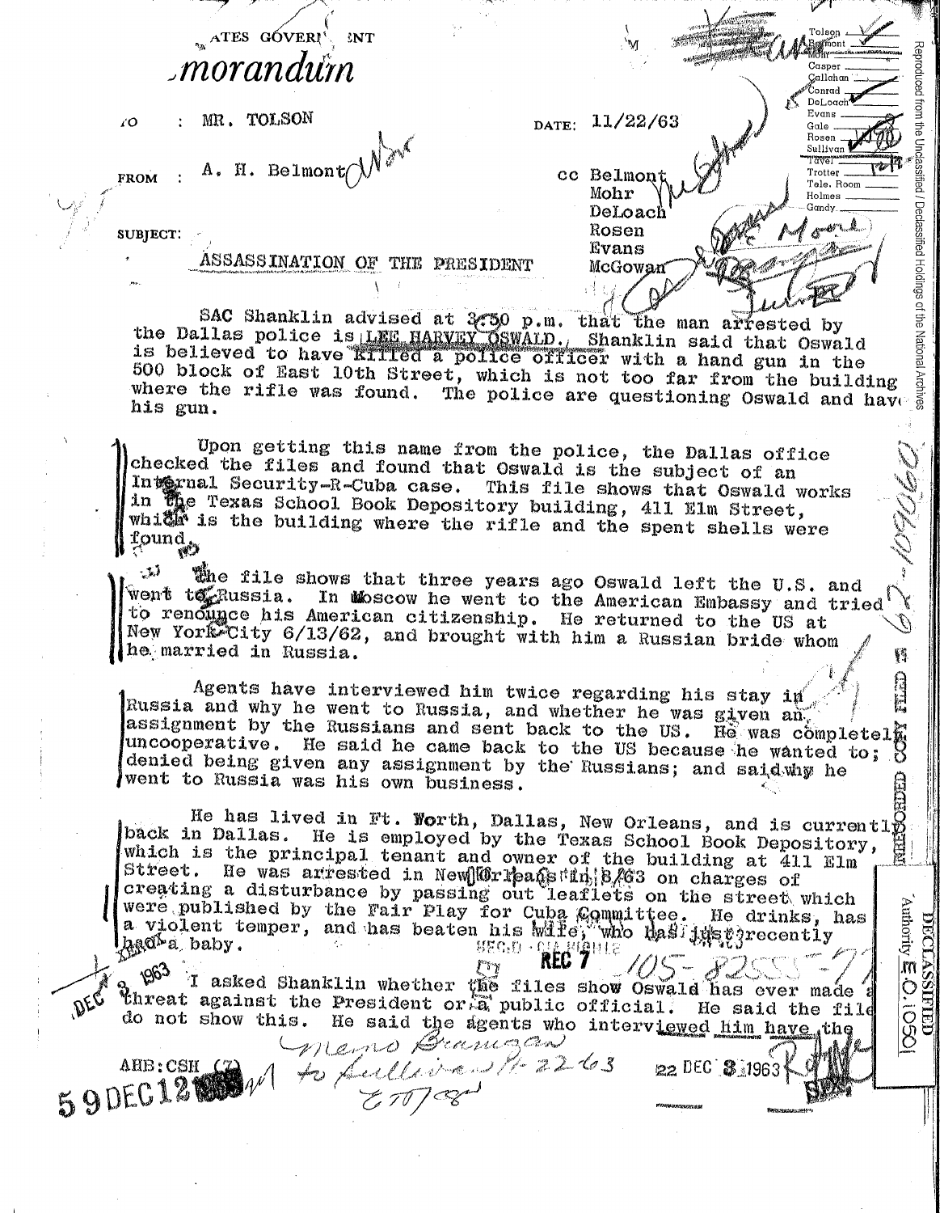UNITED STATES GOVERNMENT

# Memorandum

TO : MR. TOLSON

DATE: 11/22/63

FROM : A. H. Belmont

cc Belmont
Mohr
DeLoach
Rosen
Evans
McGowan

SUBJECT:

ASSASSINATION OF THE PRESIDENT

SAC Shanklin advised at 3:50 p.m. that the man arrested by the Dallas police is LEE HARVEY OSWALD. Shanklin said that Oswald is believed to have killed a police officer with a hand gun in the 500 block of East 10th Street, which is not too far from the building where the rifle was found. The police are questioning Oswald and have his gun.

Upon getting this name from the police, the Dallas office checked the files and found that Oswald is the subject of an Internal Security-R-Cuba case. This file shows that Oswald works in the Texas School Book Depository building, 411 Elm Street, which is the building where the rifle and the spent shells were found.

The file shows that three years ago Oswald left the U.S. and went to Russia. In Moscow he went to the American Embassy and tried to renounce his American citizenship. He returned to the US at New York City 6/13/62, and brought with him a Russian bride whom he married in Russia.

Agents have interviewed him twice regarding his stay in Russia and why he went to Russia, and whether he was given an assignment by the Russians and sent back to the US. He was completely uncooperative. He said he came back to the US because he wanted to; denied being given any assignment by the Russians; and said why he went to Russia was his own business.

He has lived in Ft. Worth, Dallas, New Orleans, and is currently back in Dallas. He is employed by the Texas School Book Depository, which is the principal tenant and owner of the building at 411 Elm Street. He was arrested in New Orleans in 8/63 on charges of creating a disturbance by passing out leaflets on the street which were published by the Fair Play for Cuba Committee. He drinks, has a violent temper, and has beaten his wife, who has just recently had a baby.

I asked Shanklin whether the files show Oswald has ever made a threat against the President or a public official. He said the file do not show this. He said the agents who interviewed him have the

AHB:CSH (7)

Memo Branigan to Sullivan 11-22-63

REC 7 105-82555-7

62-109060

22 DEC 3 1963

59 DEC 12 1963

DECLASSIFIED Authority E.O. 10501

Reproduced from the Unclassified / Declassified Holdings of the National Archives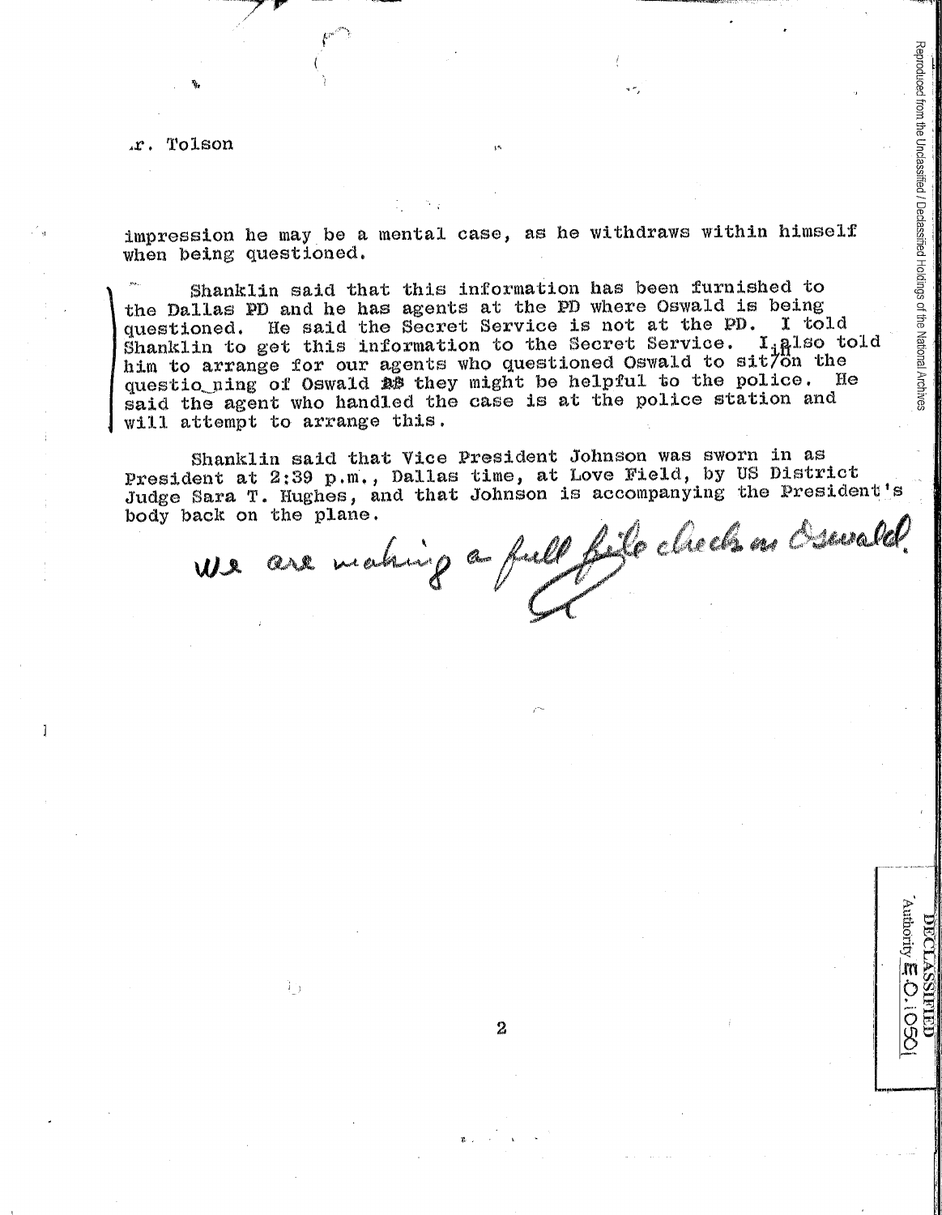.r. Tolson

impression he may be a mental case, as he withdraws within himself when being questioned.

Shanklin said that this information has been furnished to the Dallas PD and he has agents at the PD where Oswald is being questioned. He said the Secret Service is not at the PD. I told Shanklin to get this information to the Secret Service. I also told him to arrange for our agents who questioned Oswald to sit in on the questioning of Oswald as they might be helpful to the police. He said the agent who handled the case is at the police station and will attempt to arrange this.

Shanklin said that Vice President Johnson was sworn in as President at 2:39 p.m., Dallas time, at Love Field, by US District Judge Sara T. Hughes, and that Johnson is accompanying the President's body back on the plane.

We are making a full file check on Oswald.

DECLASSIFIED
Authority E.O. 10501

Reproduced from the Unclassified / Declassified Holdings of the National Archives